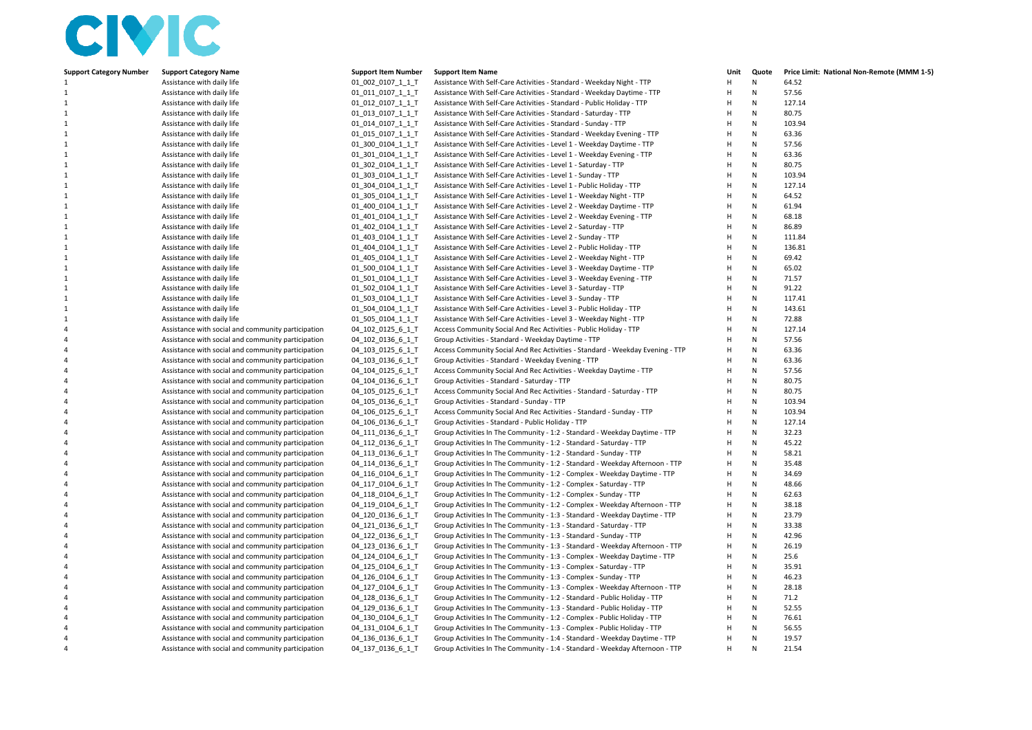CIVIC

| Support Category Number | Support Category Name | Support Item Number | Support Item Name | Unit | Quote | Price Limit: National Non-Remote (MMM 1-5) |
|---|---|---|---|---|---|---|
| 1 | Assistance with daily life | 01_002_0107_1_1_T | Assistance With Self-Care Activities - Standard - Weekday Night - TTP | H | N | 64.52 |
| 1 | Assistance with daily life | 01_011_0107_1_1_T | Assistance With Self-Care Activities - Standard - Weekday Daytime - TTP | H | N | 57.56 |
| 1 | Assistance with daily life | 01_012_0107_1_1_T | Assistance With Self-Care Activities - Standard - Public Holiday - TTP | H | N | 127.14 |
| 1 | Assistance with daily life | 01_013_0107_1_1_T | Assistance With Self-Care Activities - Standard - Saturday - TTP | H | N | 80.75 |
| 1 | Assistance with daily life | 01_014_0107_1_1_T | Assistance With Self-Care Activities - Standard - Sunday - TTP | H | N | 103.94 |
| 1 | Assistance with daily life | 01_015_0107_1_1_T | Assistance With Self-Care Activities - Standard - Weekday Evening - TTP | H | N | 63.36 |
| 1 | Assistance with daily life | 01_300_0104_1_1_T | Assistance With Self-Care Activities - Level 1 - Weekday Daytime - TTP | H | N | 57.56 |
| 1 | Assistance with daily life | 01_301_0104_1_1_T | Assistance With Self-Care Activities - Level 1 - Weekday Evening - TTP | H | N | 63.36 |
| 1 | Assistance with daily life | 01_302_0104_1_1_T | Assistance With Self-Care Activities - Level 1 - Saturday - TTP | H | N | 80.75 |
| 1 | Assistance with daily life | 01_303_0104_1_1_T | Assistance With Self-Care Activities - Level 1 - Sunday - TTP | H | N | 103.94 |
| 1 | Assistance with daily life | 01_304_0104_1_1_T | Assistance With Self-Care Activities - Level 1 - Public Holiday - TTP | H | N | 127.14 |
| 1 | Assistance with daily life | 01_305_0104_1_1_T | Assistance With Self-Care Activities - Level 1 - Weekday Night - TTP | H | N | 64.52 |
| 1 | Assistance with daily life | 01_400_0104_1_1_T | Assistance With Self-Care Activities - Level 2 - Weekday Daytime - TTP | H | N | 61.94 |
| 1 | Assistance with daily life | 01_401_0104_1_1_T | Assistance With Self-Care Activities - Level 2 - Weekday Evening - TTP | H | N | 68.18 |
| 1 | Assistance with daily life | 01_402_0104_1_1_T | Assistance With Self-Care Activities - Level 2 - Saturday - TTP | H | N | 86.89 |
| 1 | Assistance with daily life | 01_403_0104_1_1_T | Assistance With Self-Care Activities - Level 2 - Sunday - TTP | H | N | 111.84 |
| 1 | Assistance with daily life | 01_404_0104_1_1_T | Assistance With Self-Care Activities - Level 2 - Public Holiday - TTP | H | N | 136.81 |
| 1 | Assistance with daily life | 01_405_0104_1_1_T | Assistance With Self-Care Activities - Level 2 - Weekday Night - TTP | H | N | 69.42 |
| 1 | Assistance with daily life | 01_500_0104_1_1_T | Assistance With Self-Care Activities - Level 3 - Weekday Daytime - TTP | H | N | 65.02 |
| 1 | Assistance with daily life | 01_501_0104_1_1_T | Assistance With Self-Care Activities - Level 3 - Weekday Evening - TTP | H | N | 71.57 |
| 1 | Assistance with daily life | 01_502_0104_1_1_T | Assistance With Self-Care Activities - Level 3 - Saturday - TTP | H | N | 91.22 |
| 1 | Assistance with daily life | 01_503_0104_1_1_T | Assistance With Self-Care Activities - Level 3 - Sunday - TTP | H | N | 117.41 |
| 1 | Assistance with daily life | 01_504_0104_1_1_T | Assistance With Self-Care Activities - Level 3 - Public Holiday - TTP | H | N | 143.61 |
| 1 | Assistance with daily life | 01_505_0104_1_1_T | Assistance With Self-Care Activities - Level 3 - Weekday Night - TTP | H | N | 72.88 |
| 4 | Assistance with social and community participation | 04_102_0125_6_1_T | Access Community Social And Rec Activities - Public Holiday - TTP | H | N | 127.14 |
| 4 | Assistance with social and community participation | 04_102_0136_6_1_T | Group Activities - Standard - Weekday Daytime - TTP | H | N | 57.56 |
| 4 | Assistance with social and community participation | 04_103_0125_6_1_T | Access Community Social And Rec Activities - Standard - Weekday Evening - TTP | H | N | 63.36 |
| 4 | Assistance with social and community participation | 04_103_0136_6_1_T | Group Activities - Standard - Weekday Evening - TTP | H | N | 63.36 |
| 4 | Assistance with social and community participation | 04_104_0125_6_1_T | Access Community Social And Rec Activities - Weekday Daytime - TTP | H | N | 57.56 |
| 4 | Assistance with social and community participation | 04_104_0136_6_1_T | Group Activities - Standard - Saturday - TTP | H | N | 80.75 |
| 4 | Assistance with social and community participation | 04_105_0125_6_1_T | Access Community Social And Rec Activities - Standard - Saturday - TTP | H | N | 80.75 |
| 4 | Assistance with social and community participation | 04_105_0136_6_1_T | Group Activities - Standard - Sunday - TTP | H | N | 103.94 |
| 4 | Assistance with social and community participation | 04_106_0125_6_1_T | Access Community Social And Rec Activities - Standard - Sunday - TTP | H | N | 103.94 |
| 4 | Assistance with social and community participation | 04_106_0136_6_1_T | Group Activities - Standard - Public Holiday - TTP | H | N | 127.14 |
| 4 | Assistance with social and community participation | 04_111_0136_6_1_T | Group Activities In The Community - 1:2 - Standard - Weekday Daytime - TTP | H | N | 32.23 |
| 4 | Assistance with social and community participation | 04_112_0136_6_1_T | Group Activities In The Community - 1:2 - Standard - Saturday - TTP | H | N | 45.22 |
| 4 | Assistance with social and community participation | 04_113_0136_6_1_T | Group Activities In The Community - 1:2 - Standard - Sunday - TTP | H | N | 58.21 |
| 4 | Assistance with social and community participation | 04_114_0136_6_1_T | Group Activities In The Community - 1:2 - Standard - Weekday Afternoon - TTP | H | N | 35.48 |
| 4 | Assistance with social and community participation | 04_116_0104_6_1_T | Group Activities In The Community - 1:2 - Complex - Weekday Daytime - TTP | H | N | 34.69 |
| 4 | Assistance with social and community participation | 04_117_0104_6_1_T | Group Activities In The Community - 1:2 - Complex - Saturday - TTP | H | N | 48.66 |
| 4 | Assistance with social and community participation | 04_118_0104_6_1_T | Group Activities In The Community - 1:2 - Complex - Sunday - TTP | H | N | 62.63 |
| 4 | Assistance with social and community participation | 04_119_0104_6_1_T | Group Activities In The Community - 1:2 - Complex - Weekday Afternoon - TTP | H | N | 38.18 |
| 4 | Assistance with social and community participation | 04_120_0136_6_1_T | Group Activities In The Community - 1:3 - Standard - Weekday Daytime - TTP | H | N | 23.79 |
| 4 | Assistance with social and community participation | 04_121_0136_6_1_T | Group Activities In The Community - 1:3 - Standard - Saturday - TTP | H | N | 33.38 |
| 4 | Assistance with social and community participation | 04_122_0136_6_1_T | Group Activities In The Community - 1:3 - Standard - Sunday - TTP | H | N | 42.96 |
| 4 | Assistance with social and community participation | 04_123_0136_6_1_T | Group Activities In The Community - 1:3 - Standard - Weekday Afternoon - TTP | H | N | 26.19 |
| 4 | Assistance with social and community participation | 04_124_0104_6_1_T | Group Activities In The Community - 1:3 - Complex - Weekday Daytime - TTP | H | N | 25.6 |
| 4 | Assistance with social and community participation | 04_125_0104_6_1_T | Group Activities In The Community - 1:3 - Complex - Saturday - TTP | H | N | 35.91 |
| 4 | Assistance with social and community participation | 04_126_0104_6_1_T | Group Activities In The Community - 1:3 - Complex - Sunday - TTP | H | N | 46.23 |
| 4 | Assistance with social and community participation | 04_127_0104_6_1_T | Group Activities In The Community - 1:3 - Complex - Weekday Afternoon - TTP | H | N | 28.18 |
| 4 | Assistance with social and community participation | 04_128_0136_6_1_T | Group Activities In The Community - 1:2 - Standard - Public Holiday - TTP | H | N | 71.2 |
| 4 | Assistance with social and community participation | 04_129_0136_6_1_T | Group Activities In The Community - 1:3 - Standard - Public Holiday - TTP | H | N | 52.55 |
| 4 | Assistance with social and community participation | 04_130_0104_6_1_T | Group Activities In The Community - 1:2 - Complex - Public Holiday - TTP | H | N | 76.61 |
| 4 | Assistance with social and community participation | 04_131_0104_6_1_T | Group Activities In The Community - 1:3 - Complex - Public Holiday - TTP | H | N | 56.55 |
| 4 | Assistance with social and community participation | 04_136_0136_6_1_T | Group Activities In The Community - 1:4 - Standard - Weekday Daytime - TTP | H | N | 19.57 |
| 4 | Assistance with social and community participation | 04_137_0136_6_1_T | Group Activities In The Community - 1:4 - Standard - Weekday Afternoon - TTP | H | N | 21.54 |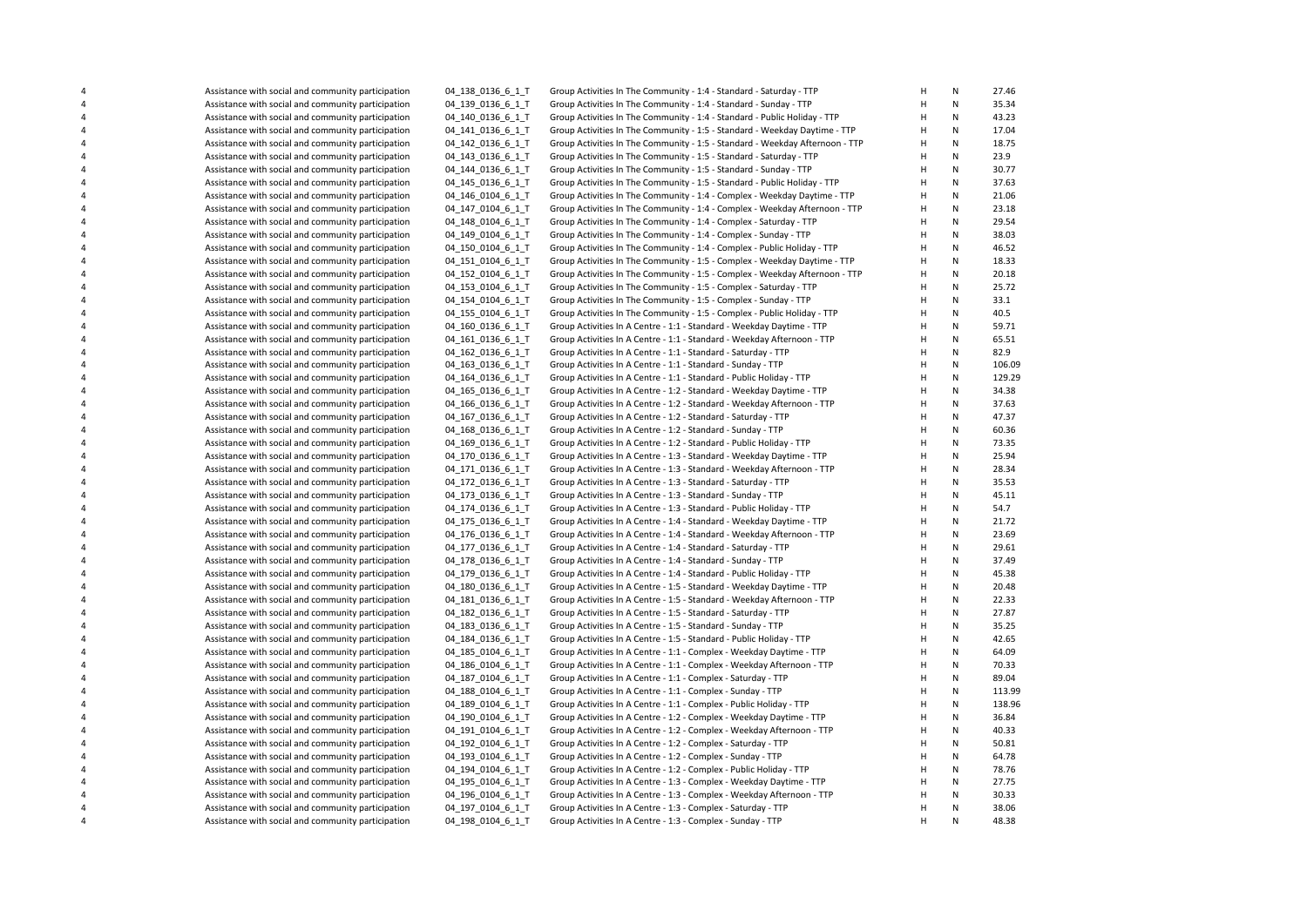| | | | | | | |
|---|---|---|---|---|---|---|
| 4 | Assistance with social and community participation | 04_138_0136_6_1_T | Group Activities In The Community - 1:4 - Standard - Saturday - TTP | H | N | 27.46 |
| 4 | Assistance with social and community participation | 04_139_0136_6_1_T | Group Activities In The Community - 1:4 - Standard - Sunday - TTP | H | N | 35.34 |
| 4 | Assistance with social and community participation | 04_140_0136_6_1_T | Group Activities In The Community - 1:4 - Standard - Public Holiday - TTP | H | N | 43.23 |
| 4 | Assistance with social and community participation | 04_141_0136_6_1_T | Group Activities In The Community - 1:5 - Standard - Weekday Daytime - TTP | H | N | 17.04 |
| 4 | Assistance with social and community participation | 04_142_0136_6_1_T | Group Activities In The Community - 1:5 - Standard - Weekday Afternoon - TTP | H | N | 18.75 |
| 4 | Assistance with social and community participation | 04_143_0136_6_1_T | Group Activities In The Community - 1:5 - Standard - Saturday - TTP | H | N | 23.9 |
| 4 | Assistance with social and community participation | 04_144_0136_6_1_T | Group Activities In The Community - 1:5 - Standard - Sunday - TTP | H | N | 30.77 |
| 4 | Assistance with social and community participation | 04_145_0136_6_1_T | Group Activities In The Community - 1:5 - Standard - Public Holiday - TTP | H | N | 37.63 |
| 4 | Assistance with social and community participation | 04_146_0104_6_1_T | Group Activities In The Community - 1:4 - Complex - Weekday Daytime - TTP | H | N | 21.06 |
| 4 | Assistance with social and community participation | 04_147_0104_6_1_T | Group Activities In The Community - 1:4 - Complex - Weekday Afternoon - TTP | H | N | 23.18 |
| 4 | Assistance with social and community participation | 04_148_0104_6_1_T | Group Activities In The Community - 1:4 - Complex - Saturday - TTP | H | N | 29.54 |
| 4 | Assistance with social and community participation | 04_149_0104_6_1_T | Group Activities In The Community - 1:4 - Complex - Sunday - TTP | H | N | 38.03 |
| 4 | Assistance with social and community participation | 04_150_0104_6_1_T | Group Activities In The Community - 1:4 - Complex - Public Holiday - TTP | H | N | 46.52 |
| 4 | Assistance with social and community participation | 04_151_0104_6_1_T | Group Activities In The Community - 1:5 - Complex - Weekday Daytime - TTP | H | N | 18.33 |
| 4 | Assistance with social and community participation | 04_152_0104_6_1_T | Group Activities In The Community - 1:5 - Complex - Weekday Afternoon - TTP | H | N | 20.18 |
| 4 | Assistance with social and community participation | 04_153_0104_6_1_T | Group Activities In The Community - 1:5 - Complex - Saturday - TTP | H | N | 25.72 |
| 4 | Assistance with social and community participation | 04_154_0104_6_1_T | Group Activities In The Community - 1:5 - Complex - Sunday - TTP | H | N | 33.1 |
| 4 | Assistance with social and community participation | 04_155_0104_6_1_T | Group Activities In The Community - 1:5 - Complex - Public Holiday - TTP | H | N | 40.5 |
| 4 | Assistance with social and community participation | 04_160_0136_6_1_T | Group Activities In A Centre - 1:1 - Standard - Weekday Daytime - TTP | H | N | 59.71 |
| 4 | Assistance with social and community participation | 04_161_0136_6_1_T | Group Activities In A Centre - 1:1 - Standard - Weekday Afternoon - TTP | H | N | 65.51 |
| 4 | Assistance with social and community participation | 04_162_0136_6_1_T | Group Activities In A Centre - 1:1 - Standard - Saturday - TTP | H | N | 82.9 |
| 4 | Assistance with social and community participation | 04_163_0136_6_1_T | Group Activities In A Centre - 1:1 - Standard - Sunday - TTP | H | N | 106.09 |
| 4 | Assistance with social and community participation | 04_164_0136_6_1_T | Group Activities In A Centre - 1:1 - Standard - Public Holiday - TTP | H | N | 129.29 |
| 4 | Assistance with social and community participation | 04_165_0136_6_1_T | Group Activities In A Centre - 1:2 - Standard - Weekday Daytime - TTP | H | N | 34.38 |
| 4 | Assistance with social and community participation | 04_166_0136_6_1_T | Group Activities In A Centre - 1:2 - Standard - Weekday Afternoon - TTP | H | N | 37.63 |
| 4 | Assistance with social and community participation | 04_167_0136_6_1_T | Group Activities In A Centre - 1:2 - Standard - Saturday - TTP | H | N | 47.37 |
| 4 | Assistance with social and community participation | 04_168_0136_6_1_T | Group Activities In A Centre - 1:2 - Standard - Sunday - TTP | H | N | 60.36 |
| 4 | Assistance with social and community participation | 04_169_0136_6_1_T | Group Activities In A Centre - 1:2 - Standard - Public Holiday - TTP | H | N | 73.35 |
| 4 | Assistance with social and community participation | 04_170_0136_6_1_T | Group Activities In A Centre - 1:3 - Standard - Weekday Daytime - TTP | H | N | 25.94 |
| 4 | Assistance with social and community participation | 04_171_0136_6_1_T | Group Activities In A Centre - 1:3 - Standard - Weekday Afternoon - TTP | H | N | 28.34 |
| 4 | Assistance with social and community participation | 04_172_0136_6_1_T | Group Activities In A Centre - 1:3 - Standard - Saturday - TTP | H | N | 35.53 |
| 4 | Assistance with social and community participation | 04_173_0136_6_1_T | Group Activities In A Centre - 1:3 - Standard - Sunday - TTP | H | N | 45.11 |
| 4 | Assistance with social and community participation | 04_174_0136_6_1_T | Group Activities In A Centre - 1:3 - Standard - Public Holiday - TTP | H | N | 54.7 |
| 4 | Assistance with social and community participation | 04_175_0136_6_1_T | Group Activities In A Centre - 1:4 - Standard - Weekday Daytime - TTP | H | N | 21.72 |
| 4 | Assistance with social and community participation | 04_176_0136_6_1_T | Group Activities In A Centre - 1:4 - Standard - Weekday Afternoon - TTP | H | N | 23.69 |
| 4 | Assistance with social and community participation | 04_177_0136_6_1_T | Group Activities In A Centre - 1:4 - Standard - Saturday - TTP | H | N | 29.61 |
| 4 | Assistance with social and community participation | 04_178_0136_6_1_T | Group Activities In A Centre - 1:4 - Standard - Sunday - TTP | H | N | 37.49 |
| 4 | Assistance with social and community participation | 04_179_0136_6_1_T | Group Activities In A Centre - 1:4 - Standard - Public Holiday - TTP | H | N | 45.38 |
| 4 | Assistance with social and community participation | 04_180_0136_6_1_T | Group Activities In A Centre - 1:5 - Standard - Weekday Daytime - TTP | H | N | 20.48 |
| 4 | Assistance with social and community participation | 04_181_0136_6_1_T | Group Activities In A Centre - 1:5 - Standard - Weekday Afternoon - TTP | H | N | 22.33 |
| 4 | Assistance with social and community participation | 04_182_0136_6_1_T | Group Activities In A Centre - 1:5 - Standard - Saturday - TTP | H | N | 27.87 |
| 4 | Assistance with social and community participation | 04_183_0136_6_1_T | Group Activities In A Centre - 1:5 - Standard - Sunday - TTP | H | N | 35.25 |
| 4 | Assistance with social and community participation | 04_184_0136_6_1_T | Group Activities In A Centre - 1:5 - Standard - Public Holiday - TTP | H | N | 42.65 |
| 4 | Assistance with social and community participation | 04_185_0104_6_1_T | Group Activities In A Centre - 1:1 - Complex - Weekday Daytime - TTP | H | N | 64.09 |
| 4 | Assistance with social and community participation | 04_186_0104_6_1_T | Group Activities In A Centre - 1:1 - Complex - Weekday Afternoon - TTP | H | N | 70.33 |
| 4 | Assistance with social and community participation | 04_187_0104_6_1_T | Group Activities In A Centre - 1:1 - Complex - Saturday - TTP | H | N | 89.04 |
| 4 | Assistance with social and community participation | 04_188_0104_6_1_T | Group Activities In A Centre - 1:1 - Complex - Sunday - TTP | H | N | 113.99 |
| 4 | Assistance with social and community participation | 04_189_0104_6_1_T | Group Activities In A Centre - 1:1 - Complex - Public Holiday - TTP | H | N | 138.96 |
| 4 | Assistance with social and community participation | 04_190_0104_6_1_T | Group Activities In A Centre - 1:2 - Complex - Weekday Daytime - TTP | H | N | 36.84 |
| 4 | Assistance with social and community participation | 04_191_0104_6_1_T | Group Activities In A Centre - 1:2 - Complex - Weekday Afternoon - TTP | H | N | 40.33 |
| 4 | Assistance with social and community participation | 04_192_0104_6_1_T | Group Activities In A Centre - 1:2 - Complex - Saturday - TTP | H | N | 50.81 |
| 4 | Assistance with social and community participation | 04_193_0104_6_1_T | Group Activities In A Centre - 1:2 - Complex - Sunday - TTP | H | N | 64.78 |
| 4 | Assistance with social and community participation | 04_194_0104_6_1_T | Group Activities In A Centre - 1:2 - Complex - Public Holiday - TTP | H | N | 78.76 |
| 4 | Assistance with social and community participation | 04_195_0104_6_1_T | Group Activities In A Centre - 1:3 - Complex - Weekday Daytime - TTP | H | N | 27.75 |
| 4 | Assistance with social and community participation | 04_196_0104_6_1_T | Group Activities In A Centre - 1:3 - Complex - Weekday Afternoon - TTP | H | N | 30.33 |
| 4 | Assistance with social and community participation | 04_197_0104_6_1_T | Group Activities In A Centre - 1:3 - Complex - Saturday - TTP | H | N | 38.06 |
| 4 | Assistance with social and community participation | 04_198_0104_6_1_T | Group Activities In A Centre - 1:3 - Complex - Sunday - TTP | H | N | 48.38 |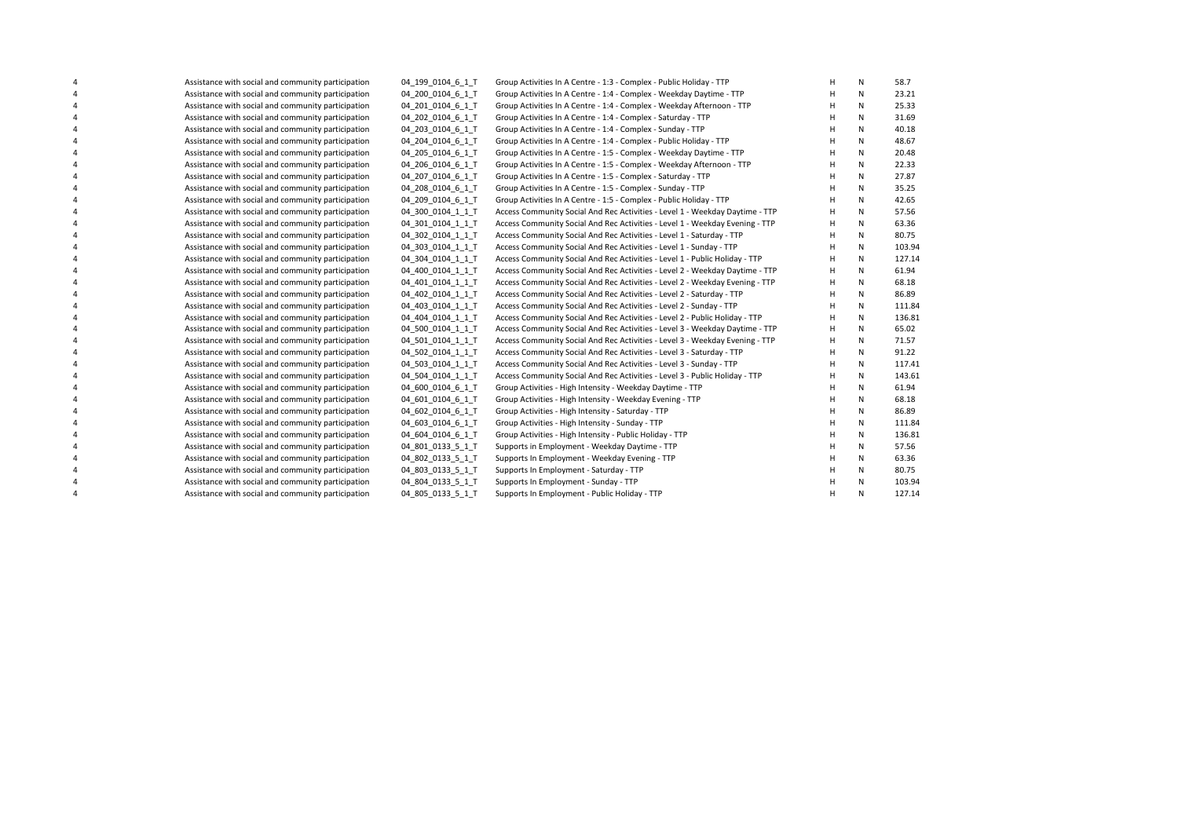| | | | | | | |
|---|---|---|---|---|---|---|
| 4 | Assistance with social and community participation | 04_199_0104_6_1_T | Group Activities In A Centre - 1:3 - Complex - Public Holiday - TTP | H | N | 58.7 |
| 4 | Assistance with social and community participation | 04_200_0104_6_1_T | Group Activities In A Centre - 1:4 - Complex - Weekday Daytime - TTP | H | N | 23.21 |
| 4 | Assistance with social and community participation | 04_201_0104_6_1_T | Group Activities In A Centre - 1:4 - Complex - Weekday Afternoon - TTP | H | N | 25.33 |
| 4 | Assistance with social and community participation | 04_202_0104_6_1_T | Group Activities In A Centre - 1:4 - Complex - Saturday - TTP | H | N | 31.69 |
| 4 | Assistance with social and community participation | 04_203_0104_6_1_T | Group Activities In A Centre - 1:4 - Complex - Sunday - TTP | H | N | 40.18 |
| 4 | Assistance with social and community participation | 04_204_0104_6_1_T | Group Activities In A Centre - 1:4 - Complex - Public Holiday - TTP | H | N | 48.67 |
| 4 | Assistance with social and community participation | 04_205_0104_6_1_T | Group Activities In A Centre - 1:5 - Complex - Weekday Daytime - TTP | H | N | 20.48 |
| 4 | Assistance with social and community participation | 04_206_0104_6_1_T | Group Activities In A Centre - 1:5 - Complex - Weekday Afternoon - TTP | H | N | 22.33 |
| 4 | Assistance with social and community participation | 04_207_0104_6_1_T | Group Activities In A Centre - 1:5 - Complex - Saturday - TTP | H | N | 27.87 |
| 4 | Assistance with social and community participation | 04_208_0104_6_1_T | Group Activities In A Centre - 1:5 - Complex - Sunday - TTP | H | N | 35.25 |
| 4 | Assistance with social and community participation | 04_209_0104_6_1_T | Group Activities In A Centre - 1:5 - Complex - Public Holiday - TTP | H | N | 42.65 |
| 4 | Assistance with social and community participation | 04_300_0104_1_1_T | Access Community Social And Rec Activities - Level 1 - Weekday Daytime - TTP | H | N | 57.56 |
| 4 | Assistance with social and community participation | 04_301_0104_1_1_T | Access Community Social And Rec Activities - Level 1 - Weekday Evening - TTP | H | N | 63.36 |
| 4 | Assistance with social and community participation | 04_302_0104_1_1_T | Access Community Social And Rec Activities - Level 1 - Saturday - TTP | H | N | 80.75 |
| 4 | Assistance with social and community participation | 04_303_0104_1_1_T | Access Community Social And Rec Activities - Level 1 - Sunday - TTP | H | N | 103.94 |
| 4 | Assistance with social and community participation | 04_304_0104_1_1_T | Access Community Social And Rec Activities - Level 1 - Public Holiday - TTP | H | N | 127.14 |
| 4 | Assistance with social and community participation | 04_400_0104_1_1_T | Access Community Social And Rec Activities - Level 2 - Weekday Daytime - TTP | H | N | 61.94 |
| 4 | Assistance with social and community participation | 04_401_0104_1_1_T | Access Community Social And Rec Activities - Level 2 - Weekday Evening - TTP | H | N | 68.18 |
| 4 | Assistance with social and community participation | 04_402_0104_1_1_T | Access Community Social And Rec Activities - Level 2 - Saturday - TTP | H | N | 86.89 |
| 4 | Assistance with social and community participation | 04_403_0104_1_1_T | Access Community Social And Rec Activities - Level 2 - Sunday - TTP | H | N | 111.84 |
| 4 | Assistance with social and community participation | 04_404_0104_1_1_T | Access Community Social And Rec Activities - Level 2 - Public Holiday - TTP | H | N | 136.81 |
| 4 | Assistance with social and community participation | 04_500_0104_1_1_T | Access Community Social And Rec Activities - Level 3 - Weekday Daytime - TTP | H | N | 65.02 |
| 4 | Assistance with social and community participation | 04_501_0104_1_1_T | Access Community Social And Rec Activities - Level 3 - Weekday Evening - TTP | H | N | 71.57 |
| 4 | Assistance with social and community participation | 04_502_0104_1_1_T | Access Community Social And Rec Activities - Level 3 - Saturday - TTP | H | N | 91.22 |
| 4 | Assistance with social and community participation | 04_503_0104_1_1_T | Access Community Social And Rec Activities - Level 3 - Sunday - TTP | H | N | 117.41 |
| 4 | Assistance with social and community participation | 04_504_0104_1_1_T | Access Community Social And Rec Activities - Level 3 - Public Holiday - TTP | H | N | 143.61 |
| 4 | Assistance with social and community participation | 04_600_0104_6_1_T | Group Activities - High Intensity - Weekday Daytime - TTP | H | N | 61.94 |
| 4 | Assistance with social and community participation | 04_601_0104_6_1_T | Group Activities - High Intensity - Weekday Evening - TTP | H | N | 68.18 |
| 4 | Assistance with social and community participation | 04_602_0104_6_1_T | Group Activities - High Intensity - Saturday - TTP | H | N | 86.89 |
| 4 | Assistance with social and community participation | 04_603_0104_6_1_T | Group Activities - High Intensity - Sunday - TTP | H | N | 111.84 |
| 4 | Assistance with social and community participation | 04_604_0104_6_1_T | Group Activities - High Intensity - Public Holiday - TTP | H | N | 136.81 |
| 4 | Assistance with social and community participation | 04_801_0133_5_1_T | Supports in Employment - Weekday Daytime - TTP | H | N | 57.56 |
| 4 | Assistance with social and community participation | 04_802_0133_5_1_T | Supports In Employment - Weekday Evening - TTP | H | N | 63.36 |
| 4 | Assistance with social and community participation | 04_803_0133_5_1_T | Supports In Employment - Saturday - TTP | H | N | 80.75 |
| 4 | Assistance with social and community participation | 04_804_0133_5_1_T | Supports In Employment - Sunday - TTP | H | N | 103.94 |
| 4 | Assistance with social and community participation | 04_805_0133_5_1_T | Supports In Employment - Public Holiday - TTP | H | N | 127.14 |